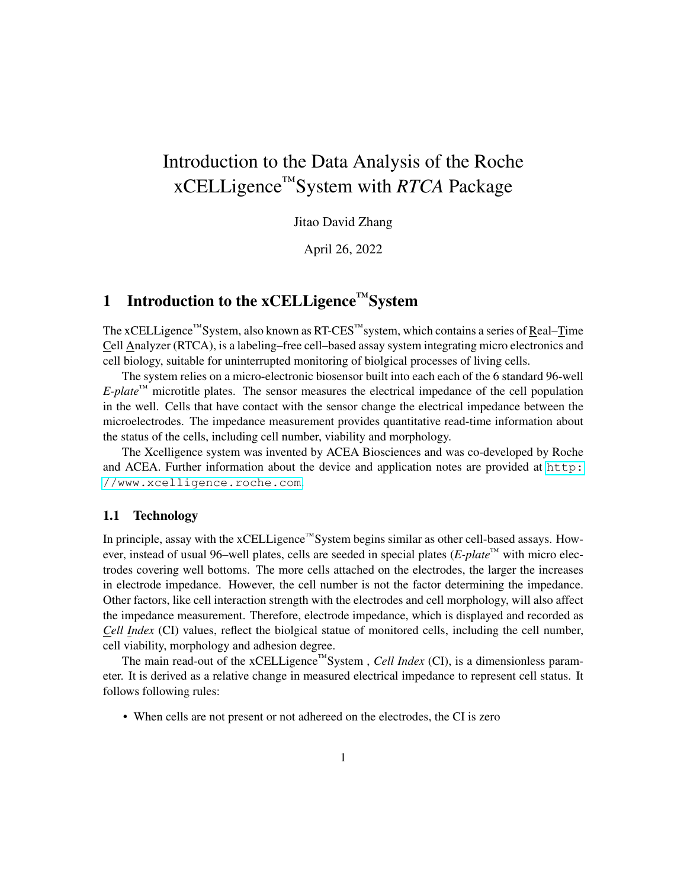# Introduction to the Data Analysis of the Roche xCELLigence™System with *RTCA* Package

Jitao David Zhang

April 26, 2022

## 1 Introduction to the xCELLigence™System

The xCELLigence™System, also known as RT-CES™system, which contains a series of Real–Time Cell Analyzer (RTCA), is a labeling–free cell–based assay system integrating micro electronics and cell biology, suitable for uninterrupted monitoring of biolgical processes of living cells.

The system relies on a micro-electronic biosensor built into each each of the 6 standard 96-well *E-plate*™ microtitle plates. The sensor measures the electrical impedance of the cell population in the well. Cells that have contact with the sensor change the electrical impedance between the microelectrodes. The impedance measurement provides quantitative read-time information about the status of the cells, including cell number, viability and morphology.

The Xcelligence system was invented by ACEA Biosciences and was co-developed by Roche and ACEA. Further information about the device and application notes are provided at http://www.xcelligence.roche.com.

### 1.1 Technology

In principle, assay with the xCELLigence™System begins similar as other cell-based assays. However, instead of usual 96–well plates, cells are seeded in special plates (*E-plate*™ with micro electrodes covering well bottoms. The more cells attached on the electrodes, the larger the increases in electrode impedance. However, the cell number is not the factor determining the impedance. Other factors, like cell interaction strength with the electrodes and cell morphology, will also affect the impedance measurement. Therefore, electrode impedance, which is displayed and recorded as *Cell Index* (CI) values, reflect the biolgical statue of monitored cells, including the cell number, cell viability, morphology and adhesion degree.

The main read-out of the xCELLigence™System , *Cell Index* (CI), is a dimensionless parameter. It is derived as a relative change in measured electrical impedance to represent cell status. It follows following rules:

- When cells are not present or not adhereed on the electrodes, the CI is zero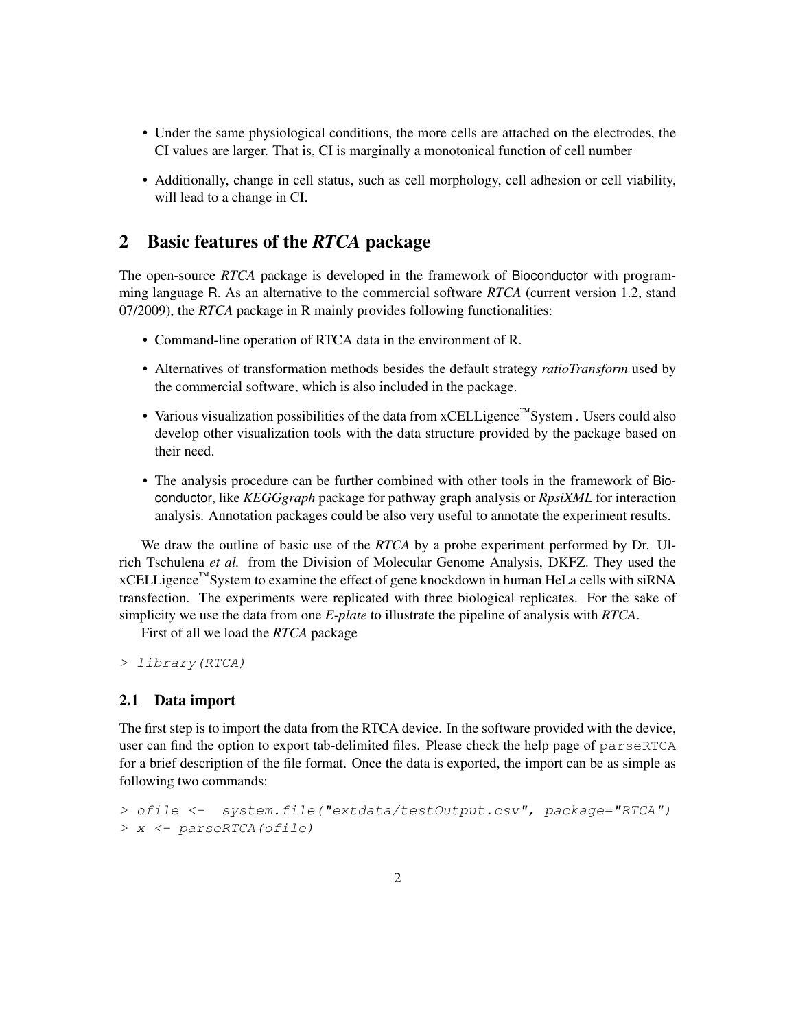- Under the same physiological conditions, the more cells are attached on the electrodes, the CI values are larger. That is, CI is marginally a monotonical function of cell number
- Additionally, change in cell status, such as cell morphology, cell adhesion or cell viability, will lead to a change in CI.

## 2 Basic features of the *RTCA* package

The open-source *RTCA* package is developed in the framework of Bioconductor with programming language R. As an alternative to the commercial software *RTCA* (current version 1.2, stand 07/2009), the *RTCA* package in R mainly provides following functionalities:

- Command-line operation of RTCA data in the environment of R.
- Alternatives of transformation methods besides the default strategy *ratioTransform* used by the commercial software, which is also included in the package.
- Various visualization possibilities of the data from xCELLigence™System . Users could also develop other visualization tools with the data structure provided by the package based on their need.
- The analysis procedure can be further combined with other tools in the framework of Bioconductor, like *KEGGgraph* package for pathway graph analysis or *RpsiXML* for interaction analysis. Annotation packages could be also very useful to annotate the experiment results.

We draw the outline of basic use of the *RTCA* by a probe experiment performed by Dr. Ulrich Tschulena *et al.* from the Division of Molecular Genome Analysis, DKFZ. They used the xCELLigence™System to examine the effect of gene knockdown in human HeLa cells with siRNA transfection. The experiments were replicated with three biological replicates. For the sake of simplicity we use the data from one *E-plate* to illustrate the pipeline of analysis with *RTCA*.

First of all we load the *RTCA* package

```
> library(RTCA)
```

### 2.1 Data import

The first step is to import the data from the RTCA device. In the software provided with the device, user can find the option to export tab-delimited files. Please check the help page of `parseRTCA` for a brief description of the file format. Once the data is exported, the import can be as simple as following two commands:

```
> ofile <-  system.file("extdata/testOutput.csv", package="RTCA")
> x <- parseRTCA(ofile)
```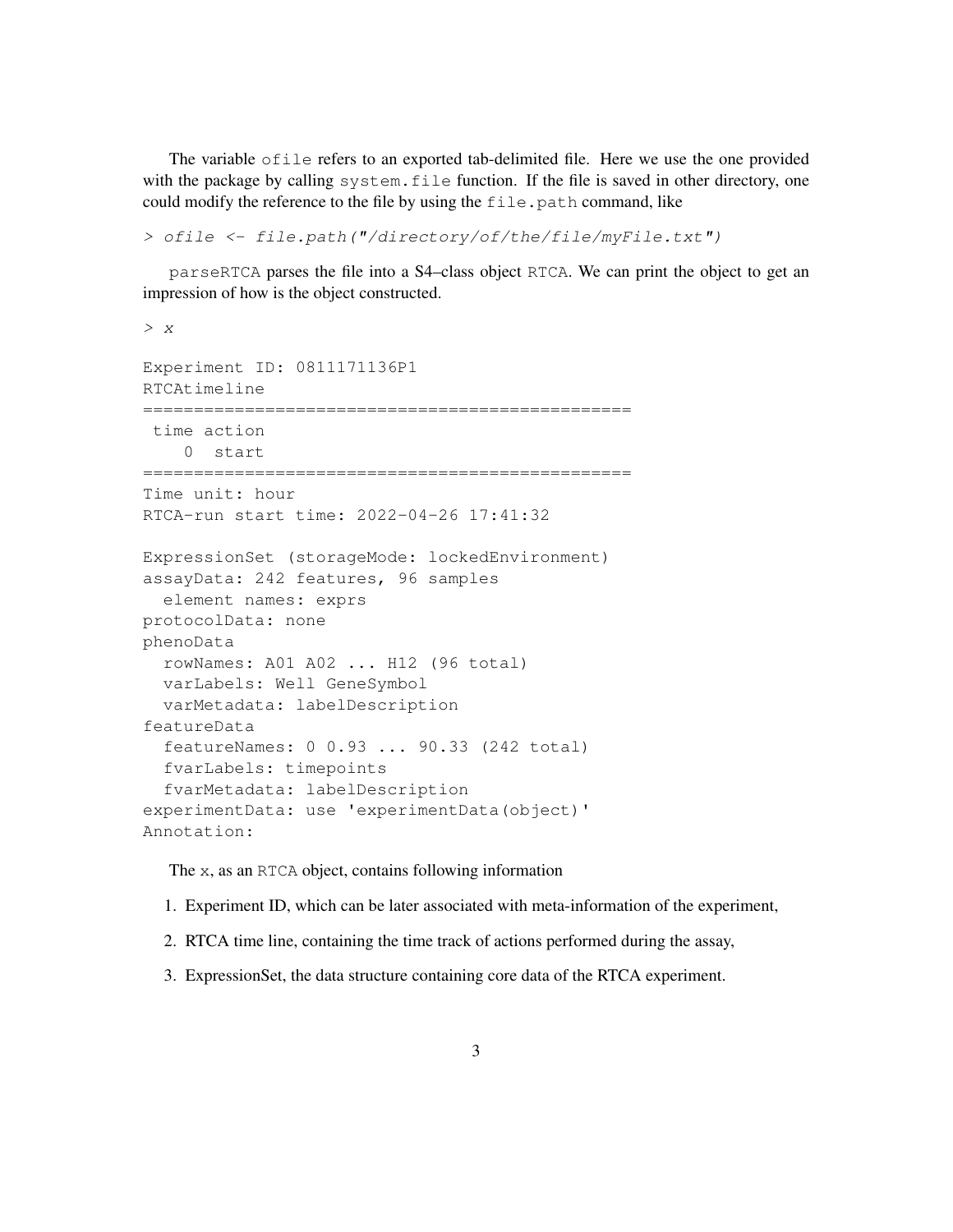The variable `ofile` refers to an exported tab-delimited file. Here we use the one provided with the package by calling `system.file` function. If the file is saved in other directory, one could modify the reference to the file by using the `file.path` command, like

```
> ofile <- file.path("/directory/of/the/file/myFile.txt")
```

`parseRTCA` parses the file into a S4–class object `RTCA`. We can print the object to get an impression of how is the object constructed.

```
> x

Experiment ID: 0811171136P1
RTCAtimeline
================================================
 time action
    0  start
================================================
Time unit: hour
RTCA-run start time: 2022-04-26 17:41:32

ExpressionSet (storageMode: lockedEnvironment)
assayData: 242 features, 96 samples
  element names: exprs
protocolData: none
phenoData
  rowNames: A01 A02 ... H12 (96 total)
  varLabels: Well GeneSymbol
  varMetadata: labelDescription
featureData
  featureNames: 0 0.93 ... 90.33 (242 total)
  fvarLabels: timepoints
  fvarMetadata: labelDescription
experimentData: use 'experimentData(object)'
Annotation:
```

The `x`, as an `RTCA` object, contains following information

1. Experiment ID, which can be later associated with meta-information of the experiment,
2. RTCA time line, containing the time track of actions performed during the assay,
3. ExpressionSet, the data structure containing core data of the RTCA experiment.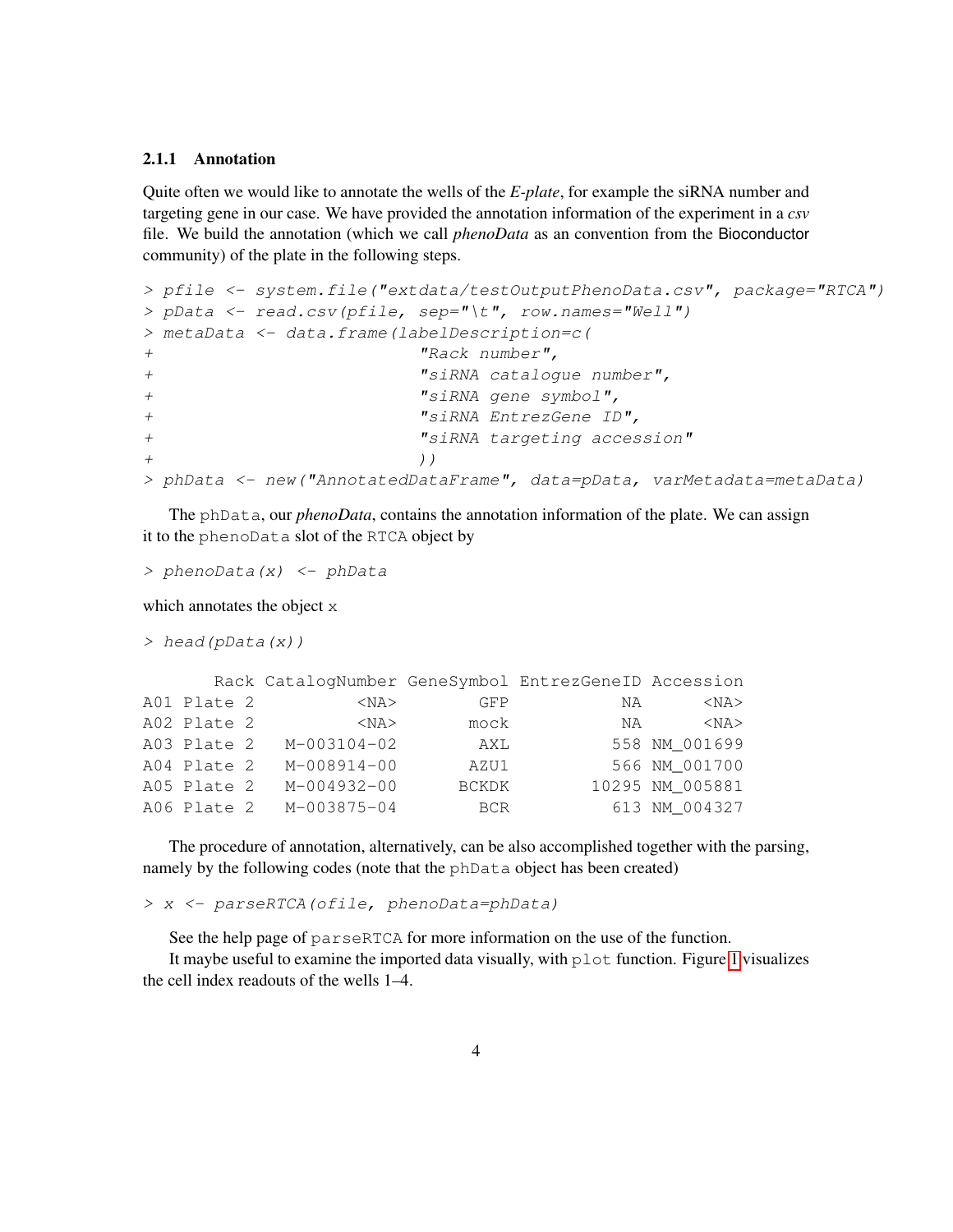### 2.1.1 Annotation

Quite often we would like to annotate the wells of the *E-plate*, for example the siRNA number and targeting gene in our case. We have provided the annotation information of the experiment in a *csv* file. We build the annotation (which we call *phenoData* as an convention from the Bioconductor community) of the plate in the following steps.

```
> pfile <- system.file("extdata/testOutputPhenoData.csv", package="RTCA")
> pData <- read.csv(pfile, sep="\t", row.names="Well")
> metaData <- data.frame(labelDescription=c(
+                          "Rack number",
+                          "siRNA catalogue number",
+                          "siRNA gene symbol",
+                          "siRNA EntrezGene ID",
+                          "siRNA targeting accession"
+                          ))
> phData <- new("AnnotatedDataFrame", data=pData, varMetadata=metaData)
```

The phData, our *phenoData*, contains the annotation information of the plate. We can assign it to the phenoData slot of the RTCA object by

```
> phenoData(x) <- phData
```

which annotates the object x

```
> head(pData(x))

       Rack CatalogNumber GeneSymbol EntrezGeneID Accession
A01 Plate 2          <NA>        GFP           NA      <NA>
A02 Plate 2          <NA>       mock           NA      <NA>
A03 Plate 2   M-003104-02        AXL          558 NM_001699
A04 Plate 2   M-008914-00       AZU1          566 NM_001700
A05 Plate 2   M-004932-00      BCKDK        10295 NM_005881
A06 Plate 2   M-003875-04        BCR          613 NM_004327
```

The procedure of annotation, alternatively, can be also accomplished together with the parsing, namely by the following codes (note that the phData object has been created)

```
> x <- parseRTCA(ofile, phenoData=phData)
```

See the help page of parseRTCA for more information on the use of the function.

It maybe useful to examine the imported data visually, with plot function. Figure 1 visualizes the cell index readouts of the wells 1–4.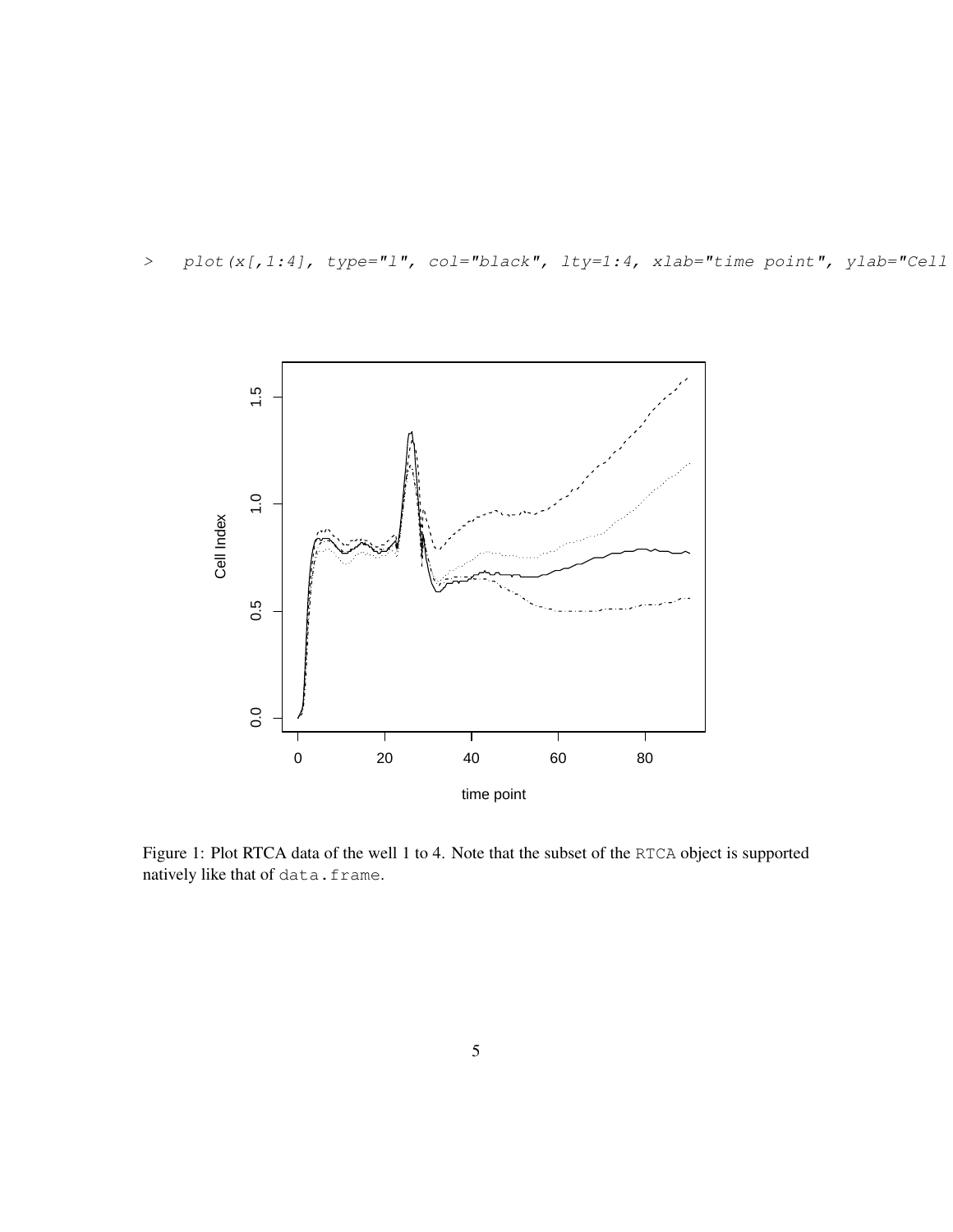```
>   plot(x[,1:4], type="l", col="black", lty=1:4, xlab="time point", ylab="Cell
```

Figure 1: Plot RTCA data of the well 1 to 4. Note that the subset of the RTCA object is supported natively like that of data.frame.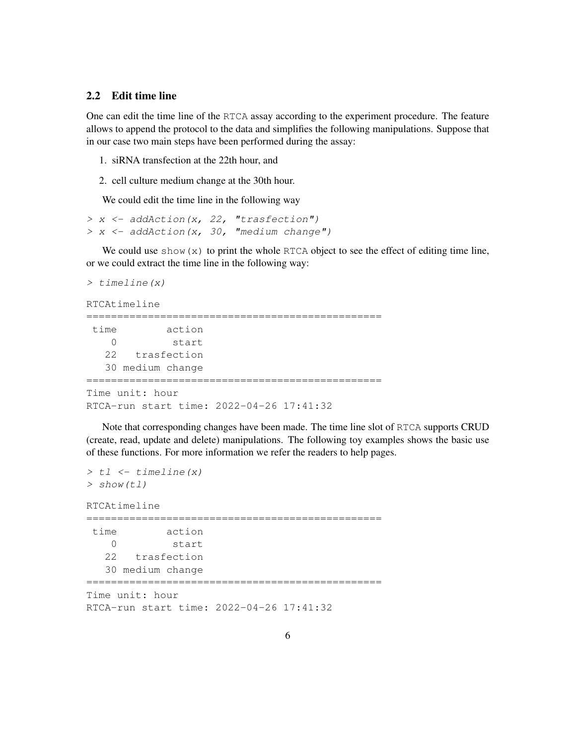### 2.2 Edit time line

One can edit the time line of the RTCA assay according to the experiment procedure. The feature allows to append the protocol to the data and simplifies the following manipulations. Suppose that in our case two main steps have been performed during the assay:

1. siRNA transfection at the 22th hour, and
2. cell culture medium change at the 30th hour.

We could edit the time line in the following way

```
> x <- addAction(x, 22, "trasfection")
> x <- addAction(x, 30, "medium change")
```

We could use show(x) to print the whole RTCA object to see the effect of editing time line, or we could extract the time line in the following way:

```
> timeline(x)

RTCAtimeline
================================================
 time        action
    0         start
   22   trasfection
   30 medium change
================================================
Time unit: hour
RTCA-run start time: 2022-04-26 17:41:32
```

Note that corresponding changes have been made. The time line slot of RTCA supports CRUD (create, read, update and delete) manipulations. The following toy examples shows the basic use of these functions. For more information we refer the readers to help pages.

```
> tl <- timeline(x)
> show(tl)

RTCAtimeline
================================================
 time        action
    0         start
   22   trasfection
   30 medium change
================================================
Time unit: hour
RTCA-run start time: 2022-04-26 17:41:32
```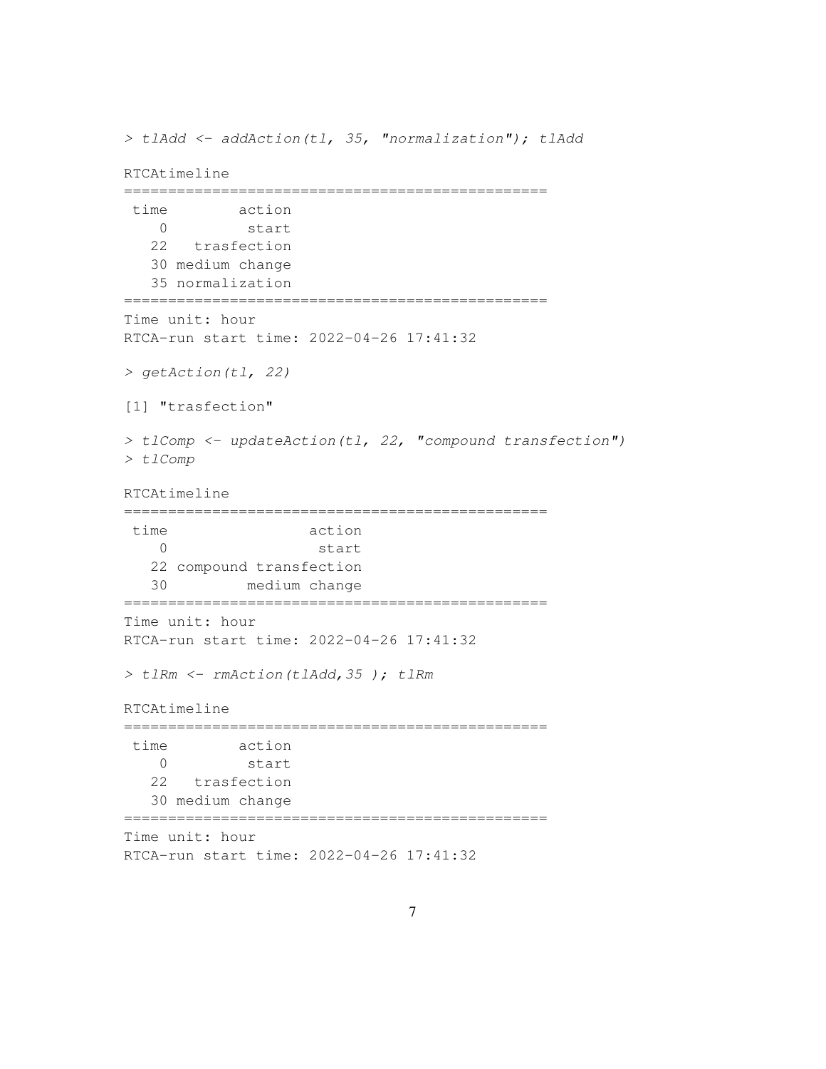```
> tlAdd <- addAction(tl, 35, "normalization"); tlAdd

RTCAtimeline
================================================
 time        action
    0         start
   22   trasfection
   30 medium change
   35 normalization
================================================
Time unit: hour
RTCA-run start time: 2022-04-26 17:41:32

> getAction(tl, 22)

[1] "trasfection"

> tlComp <- updateAction(tl, 22, "compound transfection")
> tlComp

RTCAtimeline
================================================
 time                action
    0                 start
   22 compound transfection
   30         medium change
================================================
Time unit: hour
RTCA-run start time: 2022-04-26 17:41:32

> tlRm <- rmAction(tlAdd,35 ); tlRm

RTCAtimeline
================================================
 time        action
    0         start
   22   trasfection
   30 medium change
================================================
Time unit: hour
RTCA-run start time: 2022-04-26 17:41:32
```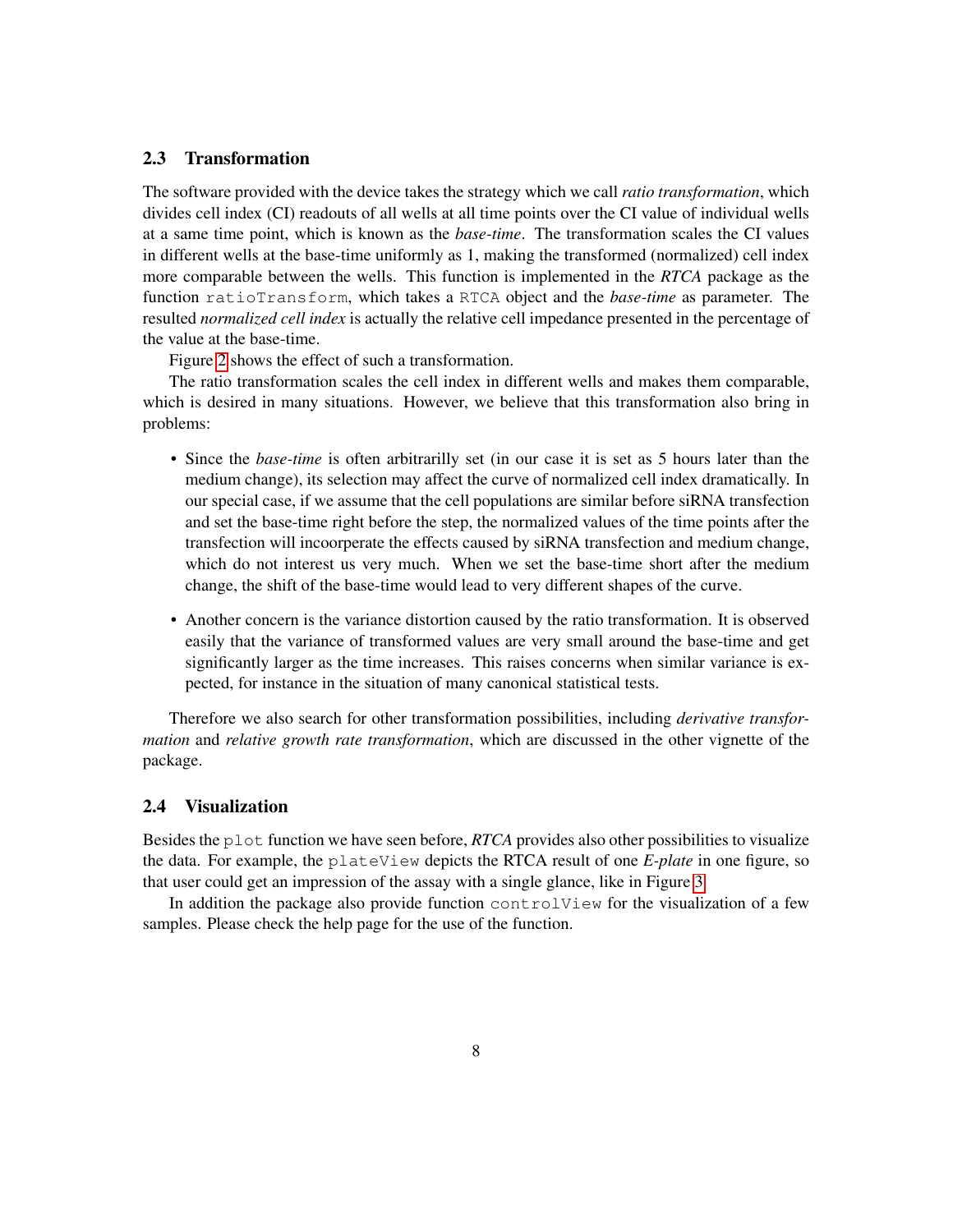### 2.3 Transformation

The software provided with the device takes the strategy which we call *ratio transformation*, which divides cell index (CI) readouts of all wells at all time points over the CI value of individual wells at a same time point, which is known as the *base-time*. The transformation scales the CI values in different wells at the base-time uniformly as 1, making the transformed (normalized) cell index more comparable between the wells. This function is implemented in the *RTCA* package as the function `ratioTransform`, which takes a `RTCA` object and the *base-time* as parameter. The resulted *normalized cell index* is actually the relative cell impedance presented in the percentage of the value at the base-time.

Figure 2 shows the effect of such a transformation.

The ratio transformation scales the cell index in different wells and makes them comparable, which is desired in many situations. However, we believe that this transformation also bring in problems:

- Since the *base-time* is often arbitrarilly set (in our case it is set as 5 hours later than the medium change), its selection may affect the curve of normalized cell index dramatically. In our special case, if we assume that the cell populations are similar before siRNA transfection and set the base-time right before the step, the normalized values of the time points after the transfection will incoorperate the effects caused by siRNA transfection and medium change, which do not interest us very much. When we set the base-time short after the medium change, the shift of the base-time would lead to very different shapes of the curve.

- Another concern is the variance distortion caused by the ratio transformation. It is observed easily that the variance of transformed values are very small around the base-time and get significantly larger as the time increases. This raises concerns when similar variance is expected, for instance in the situation of many canonical statistical tests.

Therefore we also search for other transformation possibilities, including *derivative transformation* and *relative growth rate transformation*, which are discussed in the other vignette of the package.

### 2.4 Visualization

Besides the `plot` function we have seen before, *RTCA* provides also other possibilities to visualize the data. For example, the `plateView` depicts the RTCA result of one *E-plate* in one figure, so that user could get an impression of the assay with a single glance, like in Figure 3.

In addition the package also provide function `controlView` for the visualization of a few samples. Please check the help page for the use of the function.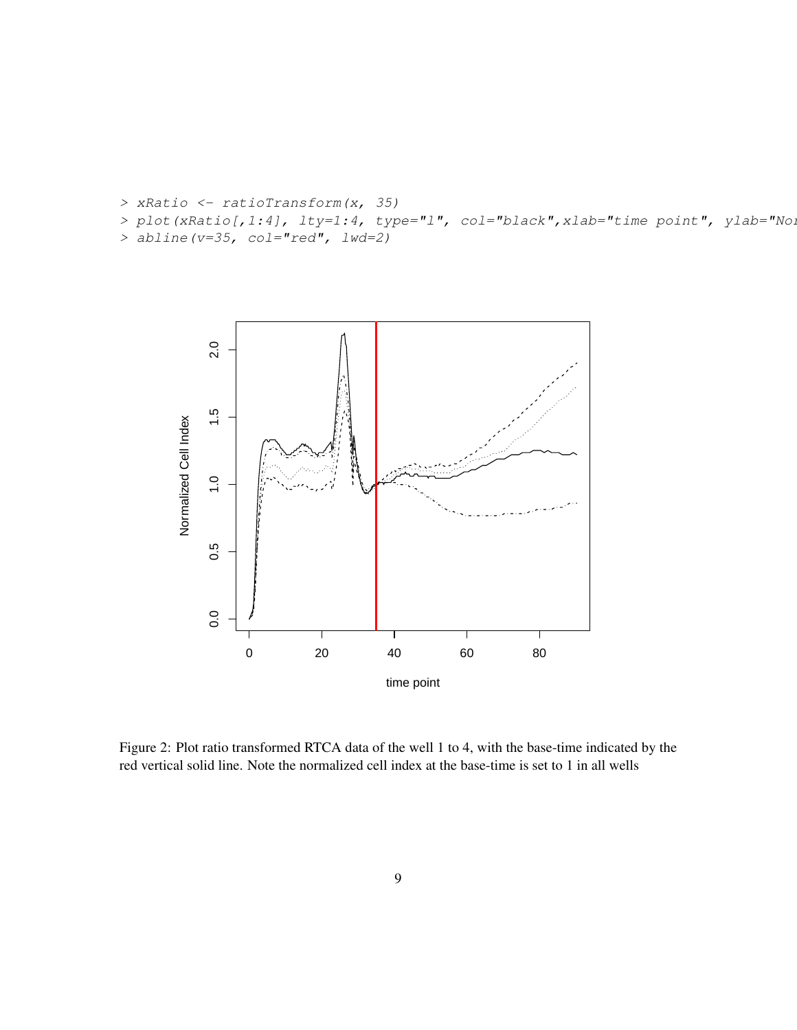```
> xRatio <- ratioTransform(x, 35)
> plot(xRatio[,1:4], lty=1:4, type="l", col="black",xlab="time point", ylab="Nor
> abline(v=35, col="red", lwd=2)
```

Figure 2: Plot ratio transformed RTCA data of the well 1 to 4, with the base-time indicated by the red vertical solid line. Note the normalized cell index at the base-time is set to 1 in all wells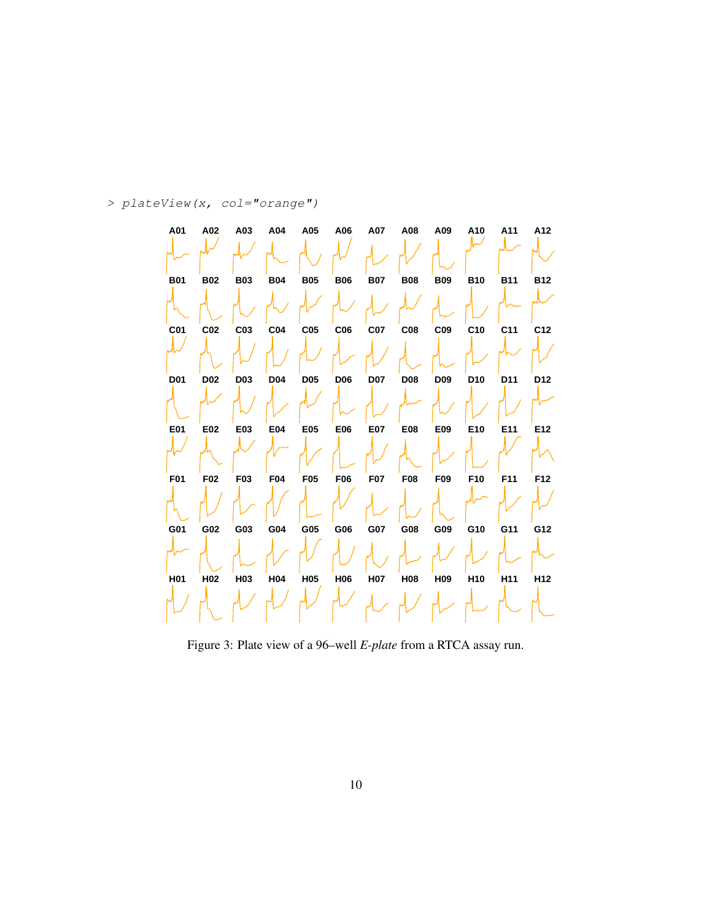```
> plateView(x, col="orange")
```

Figure 3: Plate view of a 96–well *E-plate* from a RTCA assay run.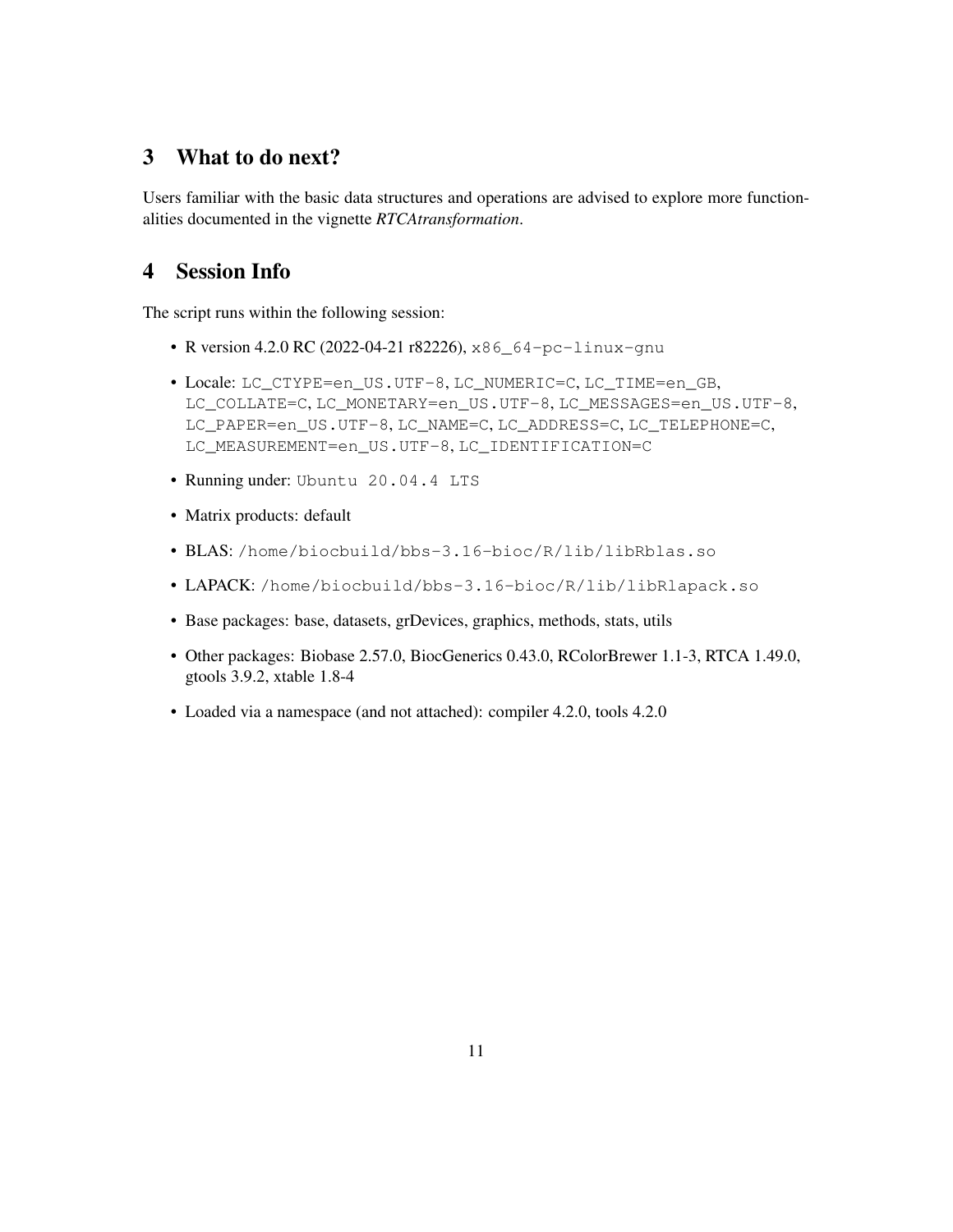## 3 What to do next?

Users familiar with the basic data structures and operations are advised to explore more functionalities documented in the vignette *RTCAtransformation*.

## 4 Session Info

The script runs within the following session:

- R version 4.2.0 RC (2022-04-21 r82226), `x86_64-pc-linux-gnu`
- Locale: `LC_CTYPE=en_US.UTF-8`, `LC_NUMERIC=C`, `LC_TIME=en_GB`, `LC_COLLATE=C`, `LC_MONETARY=en_US.UTF-8`, `LC_MESSAGES=en_US.UTF-8`, `LC_PAPER=en_US.UTF-8`, `LC_NAME=C`, `LC_ADDRESS=C`, `LC_TELEPHONE=C`, `LC_MEASUREMENT=en_US.UTF-8`, `LC_IDENTIFICATION=C`
- Running under: `Ubuntu 20.04.4 LTS`
- Matrix products: default
- BLAS: `/home/biocbuild/bbs-3.16-bioc/R/lib/libRblas.so`
- LAPACK: `/home/biocbuild/bbs-3.16-bioc/R/lib/libRlapack.so`
- Base packages: base, datasets, grDevices, graphics, methods, stats, utils
- Other packages: Biobase 2.57.0, BiocGenerics 0.43.0, RColorBrewer 1.1-3, RTCA 1.49.0, gtools 3.9.2, xtable 1.8-4
- Loaded via a namespace (and not attached): compiler 4.2.0, tools 4.2.0